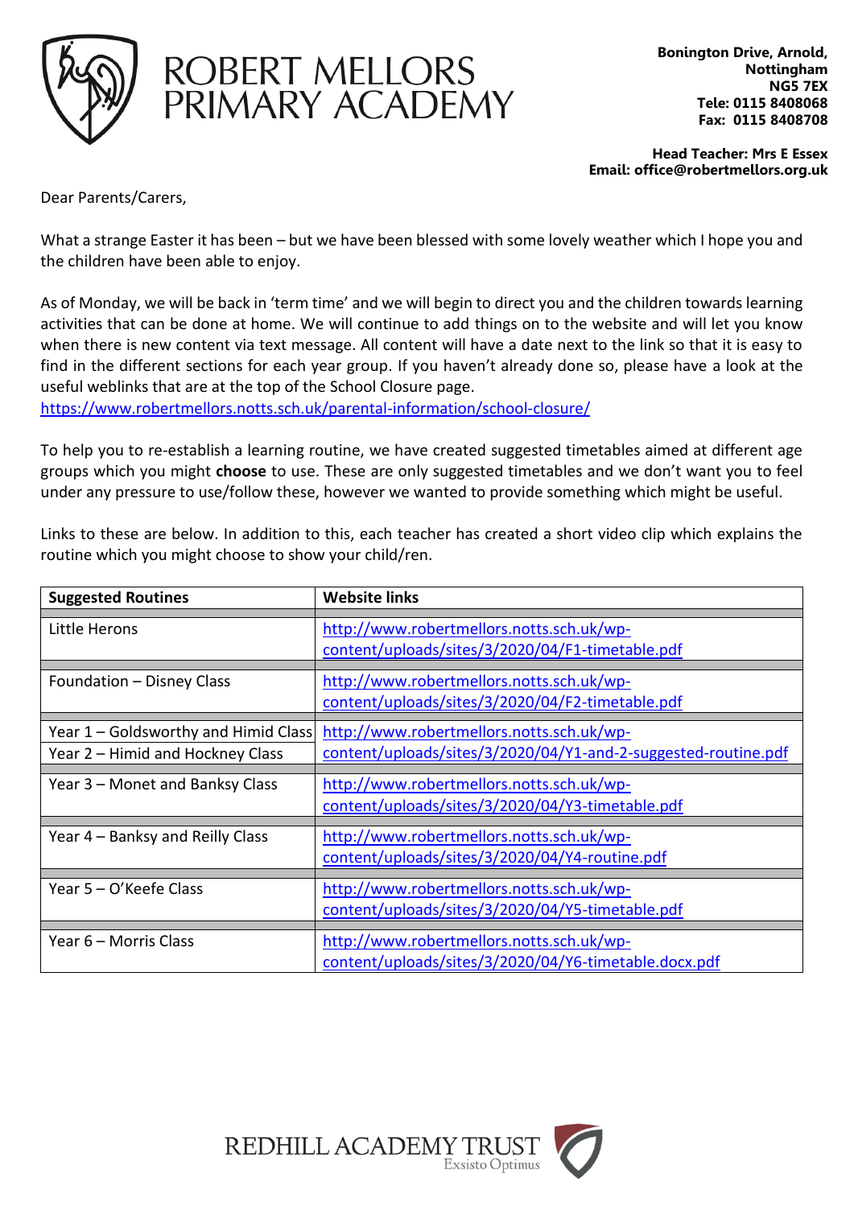# ROBERT MELLORS PRIMARY ACADEMY

**Bonington Drive, Arnold, Nottingham NG5 7EX**
**Tele: 0115 8408068**
**Fax: 0115 8408708**

**Head Teacher: Mrs E Essex**
**Email: office@robertmellors.org.uk**

Dear Parents/Carers,

What a strange Easter it has been – but we have been blessed with some lovely weather which I hope you and the children have been able to enjoy.

As of Monday, we will be back in 'term time' and we will begin to direct you and the children towards learning activities that can be done at home. We will continue to add things on to the website and will let you know when there is new content via text message. All content will have a date next to the link so that it is easy to find in the different sections for each year group. If you haven't already done so, please have a look at the useful weblinks that are at the top of the School Closure page.
https://www.robertmellors.notts.sch.uk/parental-information/school-closure/

To help you to re-establish a learning routine, we have created suggested timetables aimed at different age groups which you might **choose** to use. These are only suggested timetables and we don't want you to feel under any pressure to use/follow these, however we wanted to provide something which might be useful.

Links to these are below. In addition to this, each teacher has created a short video clip which explains the routine which you might choose to show your child/ren.

| **Suggested Routines** | **Website links** |
|---|---|
| Little Herons | http://www.robertmellors.notts.sch.uk/wp-content/uploads/sites/3/2020/04/F1-timetable.pdf |
| Foundation – Disney Class | http://www.robertmellors.notts.sch.uk/wp-content/uploads/sites/3/2020/04/F2-timetable.pdf |
| Year 1 – Goldsworthy and Himid Class<br>Year 2 – Himid and Hockney Class | http://www.robertmellors.notts.sch.uk/wp-content/uploads/sites/3/2020/04/Y1-and-2-suggested-routine.pdf |
| Year 3 – Monet and Banksy Class | http://www.robertmellors.notts.sch.uk/wp-content/uploads/sites/3/2020/04/Y3-timetable.pdf |
| Year 4 – Banksy and Reilly Class | http://www.robertmellors.notts.sch.uk/wp-content/uploads/sites/3/2020/04/Y4-routine.pdf |
| Year 5 – O'Keefe Class | http://www.robertmellors.notts.sch.uk/wp-content/uploads/sites/3/2020/04/Y5-timetable.pdf |
| Year 6 – Morris Class | http://www.robertmellors.notts.sch.uk/wp-content/uploads/sites/3/2020/04/Y6-timetable.docx.pdf |

REDHILL ACADEMY TRUST
Exsisto Optimus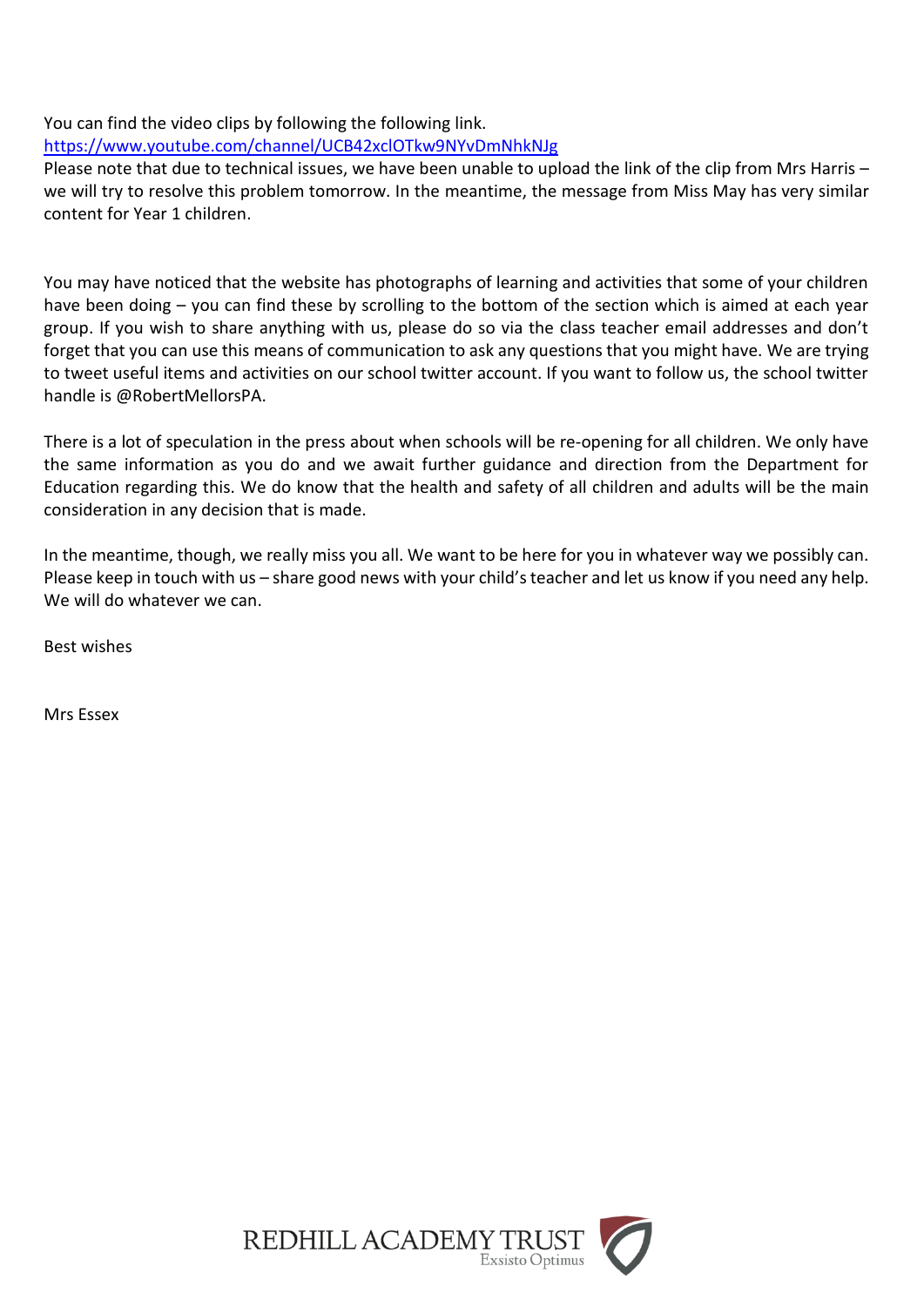You can find the video clips by following the following link.
https://www.youtube.com/channel/UCB42xclOTkw9NYvDmNhkNJg
Please note that due to technical issues, we have been unable to upload the link of the clip from Mrs Harris – we will try to resolve this problem tomorrow. In the meantime, the message from Miss May has very similar content for Year 1 children.

You may have noticed that the website has photographs of learning and activities that some of your children have been doing – you can find these by scrolling to the bottom of the section which is aimed at each year group. If you wish to share anything with us, please do so via the class teacher email addresses and don't forget that you can use this means of communication to ask any questions that you might have. We are trying to tweet useful items and activities on our school twitter account. If you want to follow us, the school twitter handle is @RobertMellorsPA.

There is a lot of speculation in the press about when schools will be re-opening for all children. We only have the same information as you do and we await further guidance and direction from the Department for Education regarding this. We do know that the health and safety of all children and adults will be the main consideration in any decision that is made.

In the meantime, though, we really miss you all. We want to be here for you in whatever way we possibly can. Please keep in touch with us – share good news with your child's teacher and let us know if you need any help. We will do whatever we can.

Best wishes

Mrs Essex